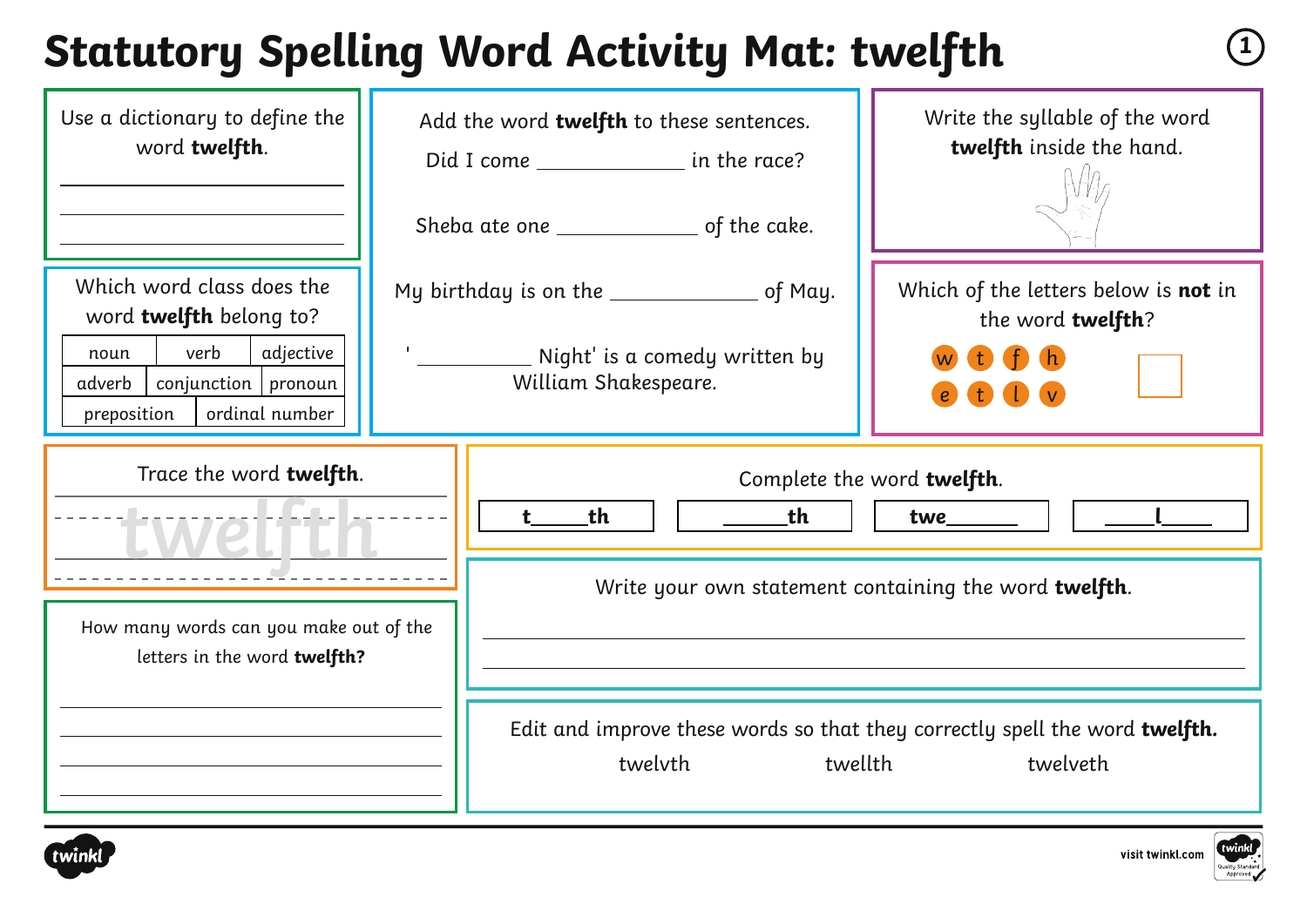# Statutory Spelling Word Activity Mat: twelfth

## Use a dictionary to define the word **twelfth**.

______________________

______________________

______________________

## Which word class does the word **twelfth** belong to?

| noun | verb | adjective |
|---|---|---|
| adverb | conjunction | pronoun |
| preposition | ordinal number | |

## Add the word **twelfth** to these sentences.

Did I come ____________ in the race?

Sheba ate one ____________ of the cake.

My birthday is on the ____________ of May.

' ____________ Night' is a comedy written by William Shakespeare.

## Write the syllable of the word **twelfth** inside the hand.

## Which of the letters below is **not** in the word **twelfth**?

w t f h

e t l v

## Trace the word **twelfth**.

twelfth

## Complete the word **twelfth**.

| t\_\_\_\_\_th | \_\_\_\_\_th | twe\_\_\_\_\_ | \_\_\_\_\_l\_\_\_\_\_ |
|---|---|---|---|

## How many words can you make out of the letters in the word **twelfth?**

______________________

______________________

______________________

______________________

## Write your own statement containing the word **twelfth**.

______________________

______________________

## Edit and improve these words so that they correctly spell the word **twelfth.**

twelvth     twellth     twelveth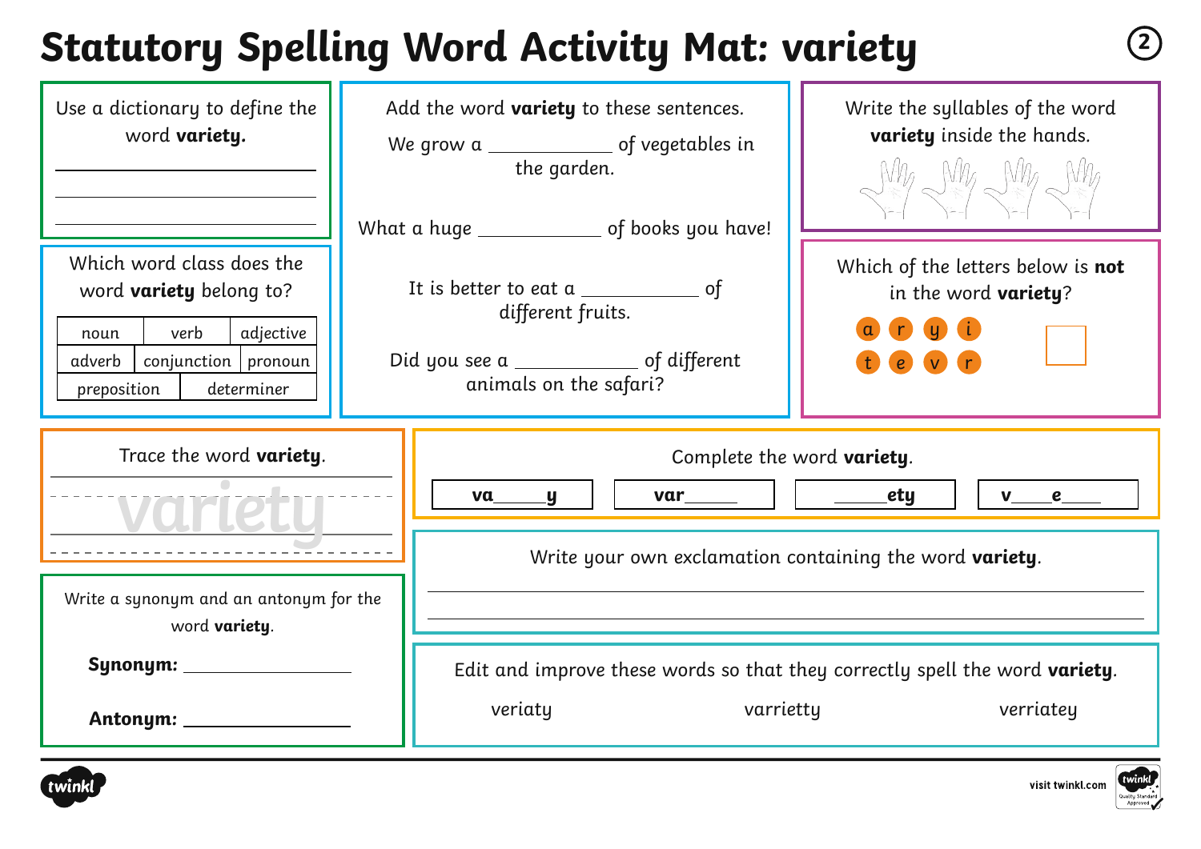# Statutory Spelling Word Activity Mat: variety

Use a dictionary to define the word **variety.**

\_\_\_\_\_\_\_\_\_\_\_\_\_\_\_\_\_\_\_\_\_\_\_\_\_\_\_\_

\_\_\_\_\_\_\_\_\_\_\_\_\_\_\_\_\_\_\_\_\_\_\_\_\_\_\_\_

\_\_\_\_\_\_\_\_\_\_\_\_\_\_\_\_\_\_\_\_\_\_\_\_\_\_\_\_

Which word class does the word **variety** belong to?

| noun | verb | adjective |
|---|---|---|
| adverb | conjunction | pronoun |
| preposition | determiner | |

Add the word **variety** to these sentences.

We grow a \_\_\_\_\_\_\_\_\_\_\_\_ of vegetables in the garden.

What a huge \_\_\_\_\_\_\_\_\_\_\_\_ of books you have!

It is better to eat a \_\_\_\_\_\_\_\_\_\_\_\_ of different fruits.

Did you see a \_\_\_\_\_\_\_\_\_\_\_\_ of different animals on the safari?

Write the syllables of the word **variety** inside the hands.

Which of the letters below is **not** in the word **variety**?

a r y i

t e v r

Trace the word **variety**.

variety

Complete the word **variety**.

| va\_\_\_\_\_y | var\_\_\_\_\_ | \_\_\_\_\_ety | v\_\_\_\_e\_\_\_\_ |
|---|---|---|---|

Write a synonym and an antonym for the word **variety**.

**Synonym:** \_\_\_\_\_\_\_\_\_\_\_\_\_\_\_\_\_\_

**Antonym:** \_\_\_\_\_\_\_\_\_\_\_\_\_\_\_\_\_\_

Write your own exclamation containing the word **variety**.

\_\_\_\_\_\_\_\_\_\_\_\_\_\_\_\_\_\_\_\_\_\_\_\_\_\_\_\_\_\_\_\_\_\_\_\_\_\_\_\_\_\_\_\_\_\_\_\_\_\_\_\_\_\_\_\_\_\_

\_\_\_\_\_\_\_\_\_\_\_\_\_\_\_\_\_\_\_\_\_\_\_\_\_\_\_\_\_\_\_\_\_\_\_\_\_\_\_\_\_\_\_\_\_\_\_\_\_\_\_\_\_\_\_\_\_\_

Edit and improve these words so that they correctly spell the word **variety**.

veriaty varrietty verriatey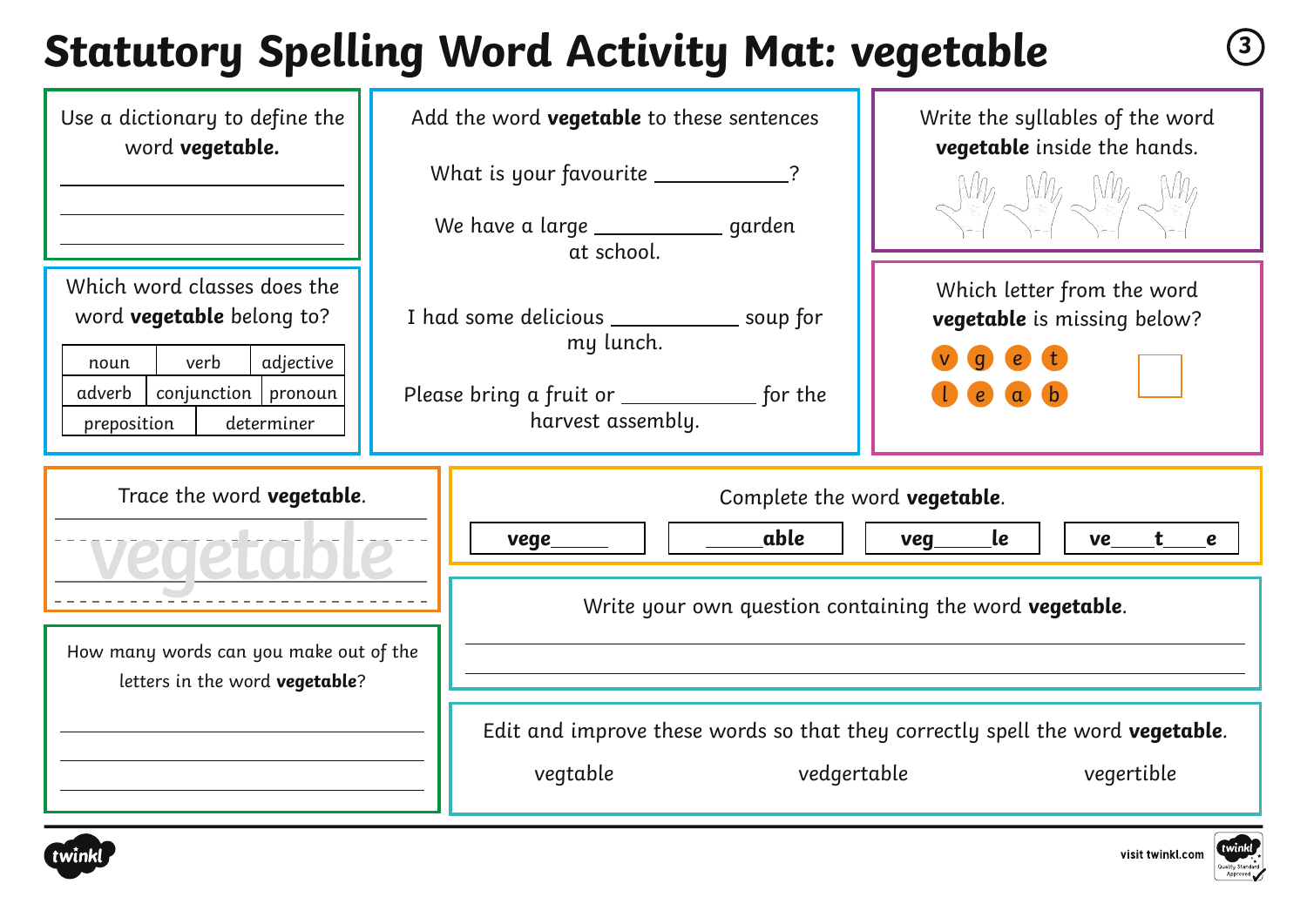# Statutory Spelling Word Activity Mat: vegetable

Use a dictionary to define the word **vegetable.**

\_\_\_\_\_\_\_\_\_\_\_\_\_\_\_\_\_\_\_\_\_\_\_\_\_\_\_\_

\_\_\_\_\_\_\_\_\_\_\_\_\_\_\_\_\_\_\_\_\_\_\_\_\_\_\_\_

\_\_\_\_\_\_\_\_\_\_\_\_\_\_\_\_\_\_\_\_\_\_\_\_\_\_\_\_

Which word classes does the word **vegetable** belong to?

| noun | verb | adjective |
|---|---|---|
| adverb | conjunction | pronoun |
| preposition | determiner | |

Add the word **vegetable** to these sentences

What is your favourite \_\_\_\_\_\_\_\_\_\_\_?

We have a large \_\_\_\_\_\_\_\_\_\_\_ garden at school.

I had some delicious \_\_\_\_\_\_\_\_\_\_\_ soup for my lunch.

Please bring a fruit or \_\_\_\_\_\_\_\_\_\_\_ for the harvest assembly.

Write the syllables of the word **vegetable** inside the hands.

Which letter from the word **vegetable** is missing below?

v g e t l e a b

Trace the word **vegetable**.

vegetable

How many words can you make out of the letters in the word **vegetable**?

\_\_\_\_\_\_\_\_\_\_\_\_\_\_\_\_\_\_\_\_\_\_\_\_\_\_\_\_

\_\_\_\_\_\_\_\_\_\_\_\_\_\_\_\_\_\_\_\_\_\_\_\_\_\_\_\_

\_\_\_\_\_\_\_\_\_\_\_\_\_\_\_\_\_\_\_\_\_\_\_\_\_\_\_\_

Complete the word **vegetable**.

| **vege\_\_\_\_\_** | **\_\_\_\_\_able** | **veg\_\_\_\_\_le** | **ve\_\_\_\_t\_\_\_\_e** |
|---|---|---|---|

Write your own question containing the word **vegetable**.

\_\_\_\_\_\_\_\_\_\_\_\_\_\_\_\_\_\_\_\_\_\_\_\_\_\_\_\_\_\_\_\_\_\_\_\_\_\_\_\_\_\_\_\_\_\_\_\_\_\_\_\_

\_\_\_\_\_\_\_\_\_\_\_\_\_\_\_\_\_\_\_\_\_\_\_\_\_\_\_\_\_\_\_\_\_\_\_\_\_\_\_\_\_\_\_\_\_\_\_\_\_\_\_\_

Edit and improve these words so that they correctly spell the word **vegetable**.

vegtable     vedgertable     vegertible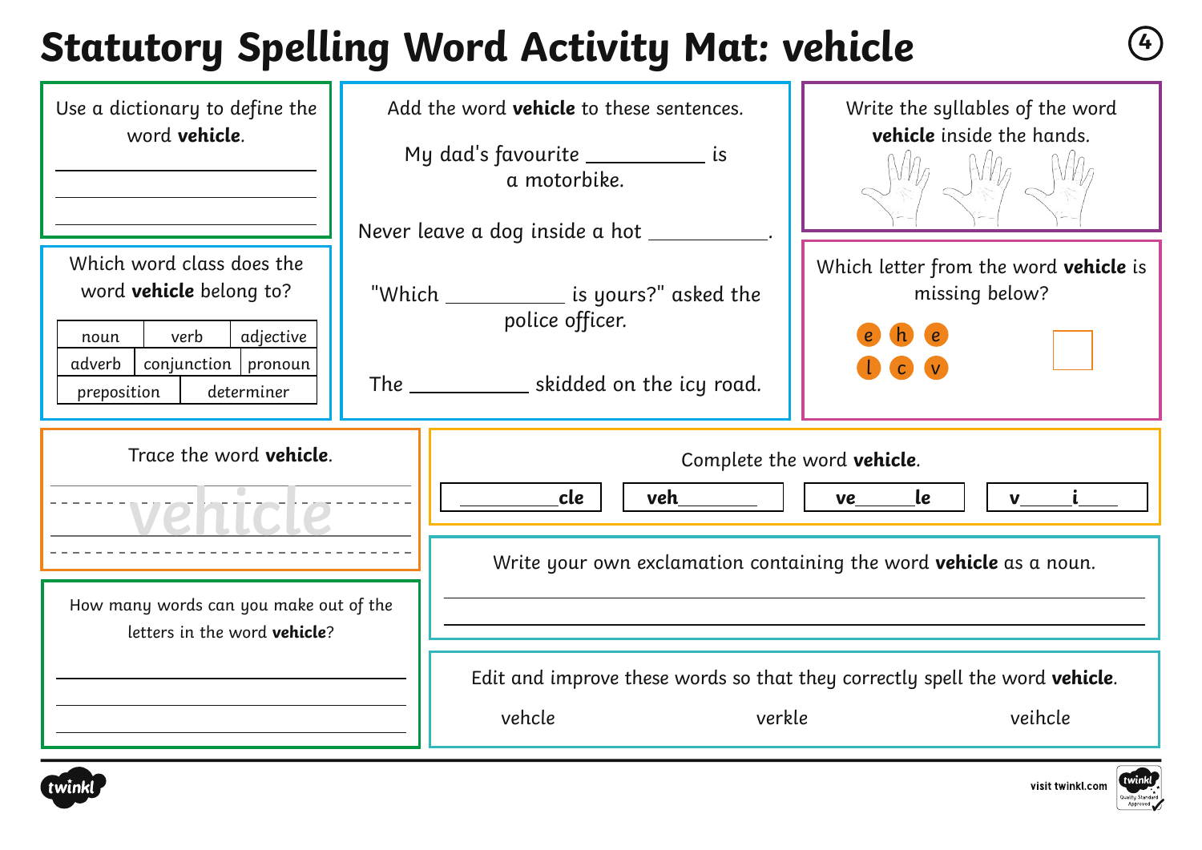# Statutory Spelling Word Activity Mat: vehicle

Use a dictionary to define the word **vehicle**.

_______________________

_______________________

_______________________

Add the word **vehicle** to these sentences.

My dad's favourite __________ is a motorbike.

Never leave a dog inside a hot __________.

"Which __________ is yours?" asked the police officer.

The __________ skidded on the icy road.

Write the syllables of the word **vehicle** inside the hands.

Which word class does the word **vehicle** belong to?

| noun | verb | adjective |
| --- | --- | --- |
| adverb | conjunction | pronoun |
| preposition | determiner | |

Which letter from the word **vehicle** is missing below?

e h e
l c v

Trace the word **vehicle**.

vehicle

Complete the word **vehicle**.

| ______cle | veh______ | ve_____le | v____i____ |
| --- | --- | --- | --- |

How many words can you make out of the letters in the word **vehicle**?

_______________________

_______________________

_______________________

Write your own exclamation containing the word **vehicle** as a noun.

_______________________

_______________________

Edit and improve these words so that they correctly spell the word **vehicle**.

vehcle　　verkle　　veihcle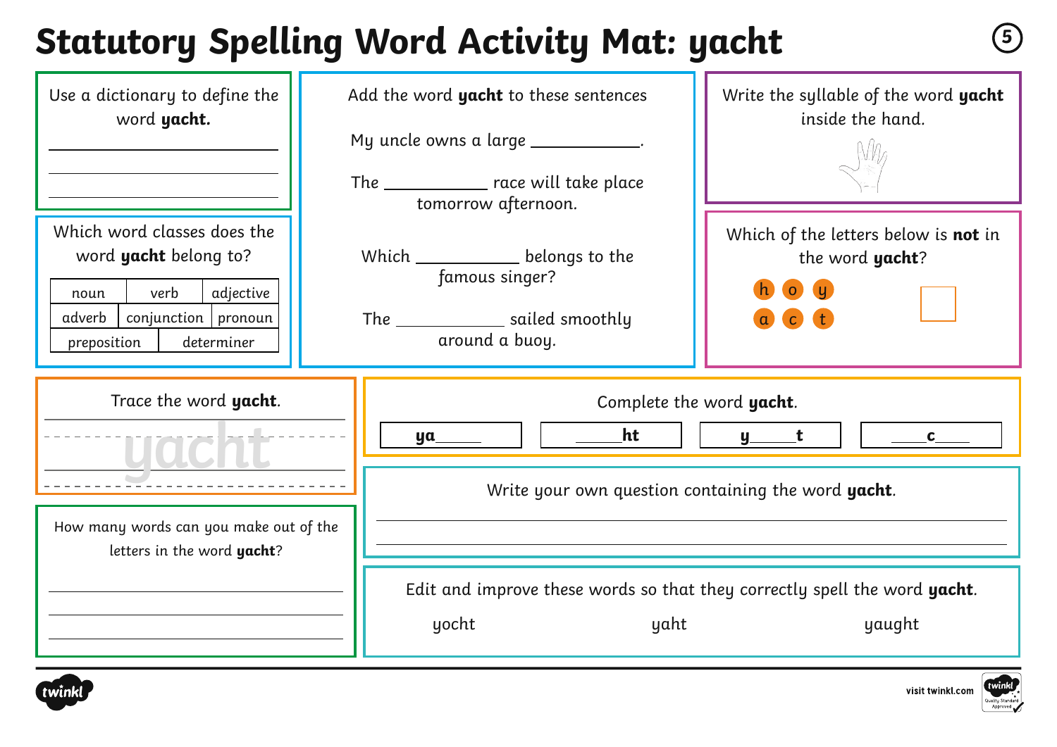# Statutory Spelling Word Activity Mat: yacht

Use a dictionary to define the word **yacht.**

______________________________

______________________________

______________________________

Which word classes does the word **yacht** belong to?

| | | |
|---|---|---|
| noun | verb | adjective |
| adverb | conjunction | pronoun |
| preposition | determiner | |

Add the word **yacht** to these sentences

My uncle owns a large ___________.

The ___________ race will take place tomorrow afternoon.

Which ___________ belongs to the famous singer?

The ___________ sailed smoothly around a buoy.

Write the syllable of the word **yacht** inside the hand.

Which of the letters below is **not** in the word **yacht**?

h o y

a c t

Trace the word **yacht**.

yacht

Complete the word **yacht**.

| | | | |
|---|---|---|---|
| **ya**_____ | _____**ht** | **y**_____**t** | _____**c**_____ |

How many words can you make out of the letters in the word **yacht**?

______________________________

______________________________

______________________________

Write your own question containing the word **yacht**.

______________________________

______________________________

Edit and improve these words so that they correctly spell the word **yacht**.

yocht     yaht     yaught